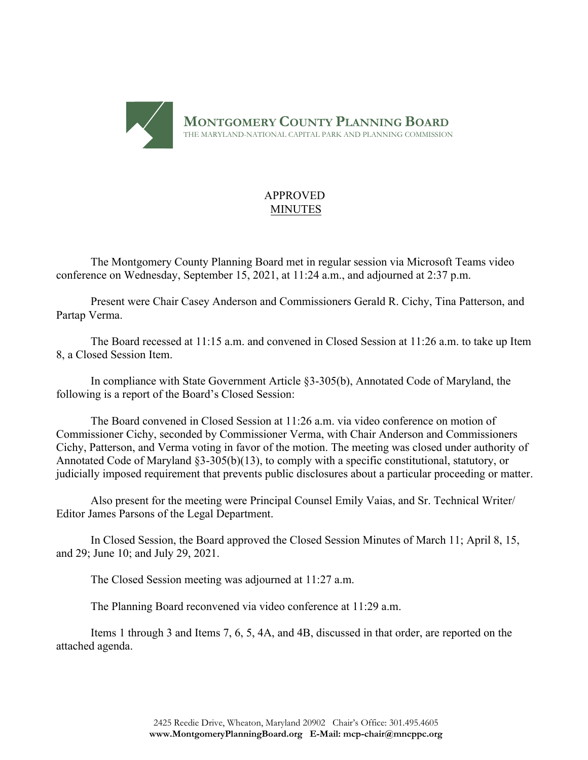**MONTGOMERY COUNTY PLANNING BOARD**
THE MARYLAND-NATIONAL CAPITAL PARK AND PLANNING COMMISSION

APPROVED
MINUTES

The Montgomery County Planning Board met in regular session via Microsoft Teams video conference on Wednesday, September 15, 2021, at 11:24 a.m., and adjourned at 2:37 p.m.

Present were Chair Casey Anderson and Commissioners Gerald R. Cichy, Tina Patterson, and Partap Verma.

The Board recessed at 11:15 a.m. and convened in Closed Session at 11:26 a.m. to take up Item 8, a Closed Session Item.

In compliance with State Government Article §3-305(b), Annotated Code of Maryland, the following is a report of the Board's Closed Session:

The Board convened in Closed Session at 11:26 a.m. via video conference on motion of Commissioner Cichy, seconded by Commissioner Verma, with Chair Anderson and Commissioners Cichy, Patterson, and Verma voting in favor of the motion. The meeting was closed under authority of Annotated Code of Maryland §3-305(b)(13), to comply with a specific constitutional, statutory, or judicially imposed requirement that prevents public disclosures about a particular proceeding or matter.

Also present for the meeting were Principal Counsel Emily Vaias, and Sr. Technical Writer/ Editor James Parsons of the Legal Department.

In Closed Session, the Board approved the Closed Session Minutes of March 11; April 8, 15, and 29; June 10; and July 29, 2021.

The Closed Session meeting was adjourned at 11:27 a.m.

The Planning Board reconvened via video conference at 11:29 a.m.

Items 1 through 3 and Items 7, 6, 5, 4A, and 4B, discussed in that order, are reported on the attached agenda.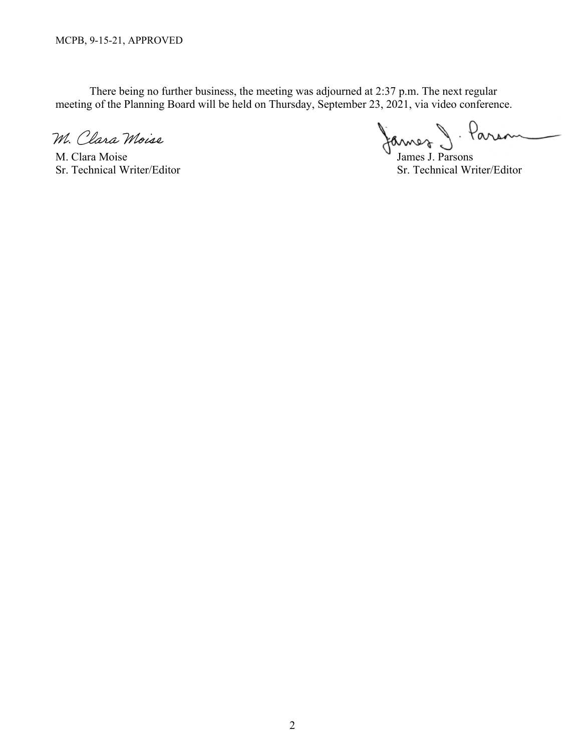There being no further business, the meeting was adjourned at 2:37 p.m. The next regular meeting of the Planning Board will be held on Thursday, September 23, 2021, via video conference.

M. Clara Moise
Sr. Technical Writer/Editor

James J. Parsons
Sr. Technical Writer/Editor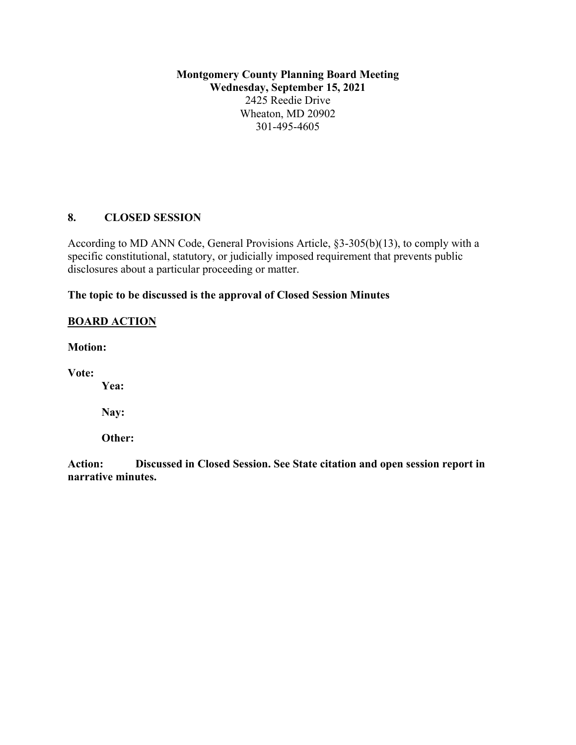**Montgomery County Planning Board Meeting**
**Wednesday, September 15, 2021**
2425 Reedie Drive
Wheaton, MD 20902
301-495-4605

## 8. CLOSED SESSION

According to MD ANN Code, General Provisions Article, §3-305(b)(13), to comply with a specific constitutional, statutory, or judicially imposed requirement that prevents public disclosures about a particular proceeding or matter.

**The topic to be discussed is the approval of Closed Session Minutes**

**BOARD ACTION**

**Motion:**

**Vote:**

**Yea:**

**Nay:**

**Other:**

**Action:** **Discussed in Closed Session. See State citation and open session report in narrative minutes.**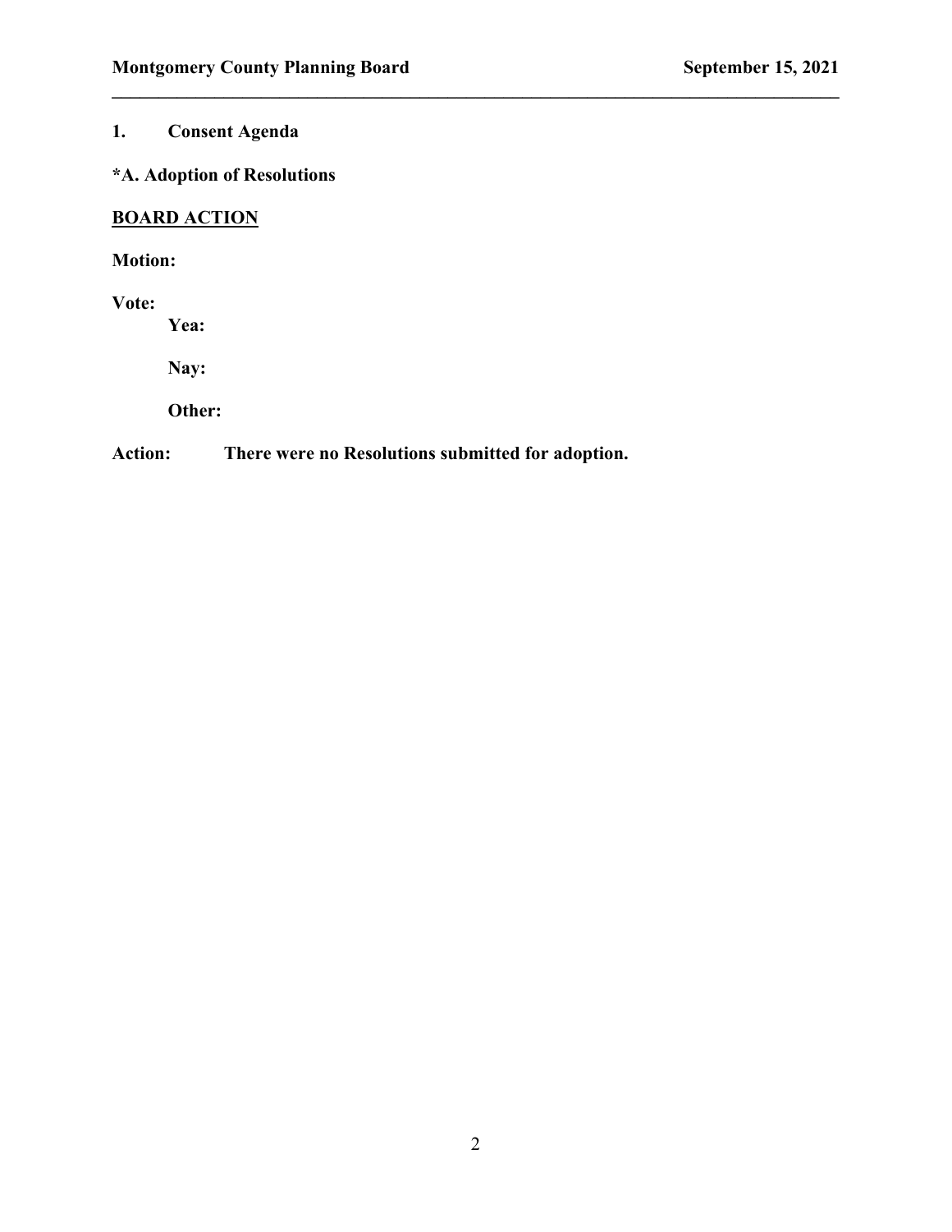## 1. Consent Agenda

**\*A. Adoption of Resolutions**

**BOARD ACTION**

**Motion:**

**Vote:**

**Yea:**

**Nay:**

**Other:**

**Action:** **There were no Resolutions submitted for adoption.**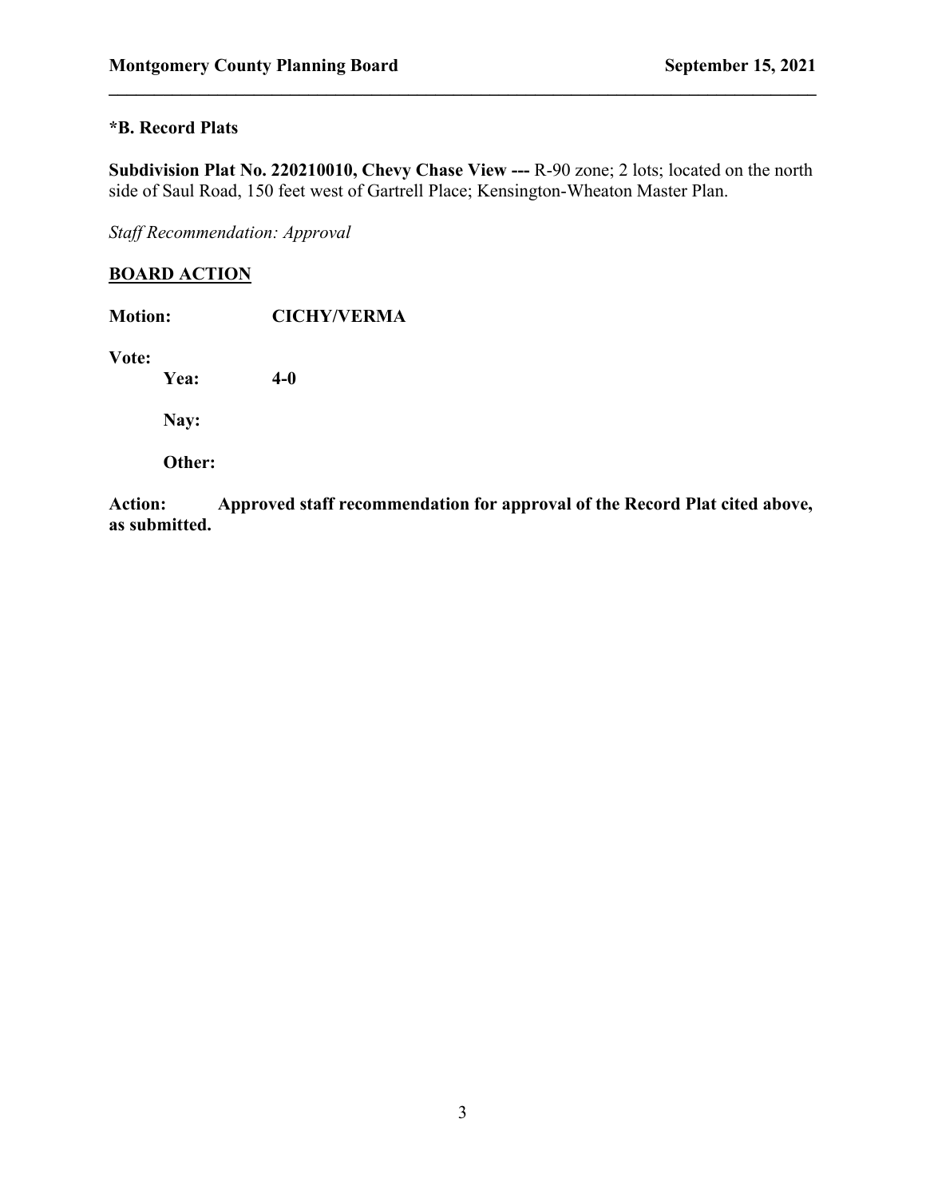### *B. Record Plats

**Subdivision Plat No. 220210010, Chevy Chase View ---** R-90 zone; 2 lots; located on the north side of Saul Road, 150 feet west of Gartrell Place; Kensington-Wheaton Master Plan.

*Staff Recommendation: Approval*

**BOARD ACTION**

**Motion:** **CICHY/VERMA**

**Vote:**

**Yea:** **4-0**

**Nay:**

**Other:**

**Action:** **Approved staff recommendation for approval of the Record Plat cited above, as submitted.**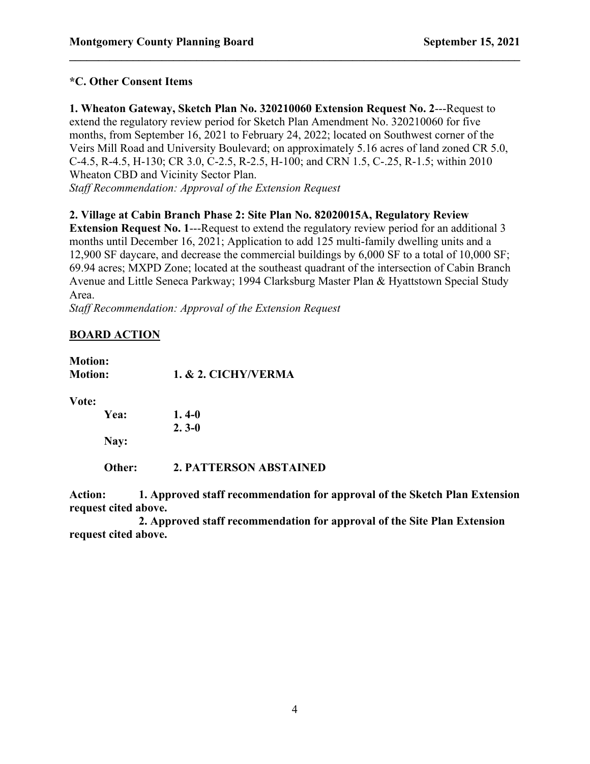**\*C. Other Consent Items**

**1. Wheaton Gateway, Sketch Plan No. 320210060 Extension Request No. 2**---Request to extend the regulatory review period for Sketch Plan Amendment No. 320210060 for five months, from September 16, 2021 to February 24, 2022; located on Southwest corner of the Veirs Mill Road and University Boulevard; on approximately 5.16 acres of land zoned CR 5.0, C-4.5, R-4.5, H-130; CR 3.0, C-2.5, R-2.5, H-100; and CRN 1.5, C-.25, R-1.5; within 2010 Wheaton CBD and Vicinity Sector Plan.
*Staff Recommendation: Approval of the Extension Request*

**2. Village at Cabin Branch Phase 2: Site Plan No. 82020015A, Regulatory Review Extension Request No. 1**---Request to extend the regulatory review period for an additional 3 months until December 16, 2021; Application to add 125 multi-family dwelling units and a 12,900 SF daycare, and decrease the commercial buildings by 6,000 SF to a total of 10,000 SF; 69.94 acres; MXPD Zone; located at the southeast quadrant of the intersection of Cabin Branch Avenue and Little Seneca Parkway; 1994 Clarksburg Master Plan & Hyattstown Special Study Area.
*Staff Recommendation: Approval of the Extension Request*

**BOARD ACTION**

**Motion:**
**Motion:** **1. & 2. CICHY/VERMA**

**Vote:**
**Yea:** **1. 4-0**
**2. 3-0**

**Nay:**

**Other:** **2. PATTERSON ABSTAINED**

**Action:** **1. Approved staff recommendation for approval of the Sketch Plan Extension request cited above.**

**2. Approved staff recommendation for approval of the Site Plan Extension request cited above.**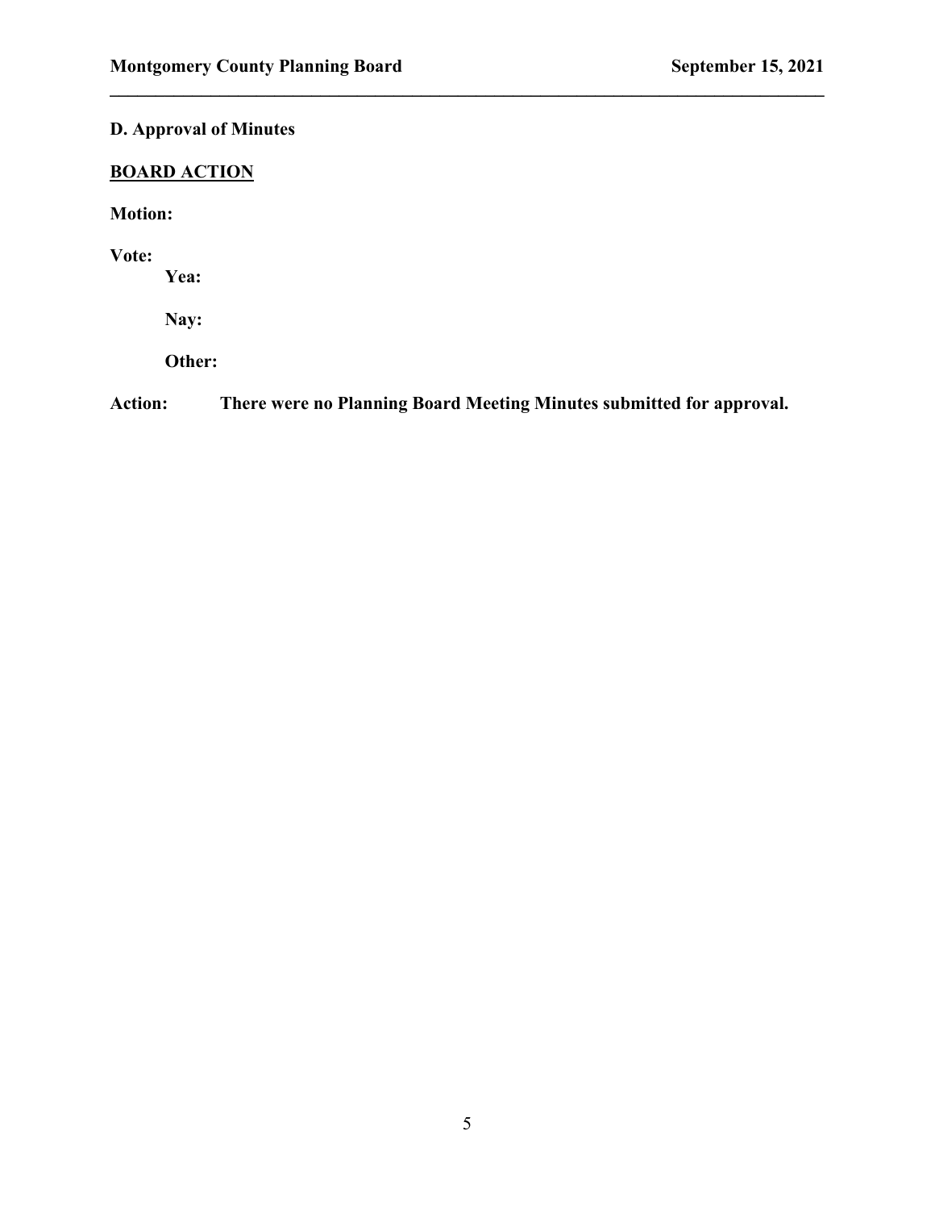## D. Approval of Minutes

**<u>BOARD ACTION</u>**

**Motion:**

**Vote:**

**Yea:**

**Nay:**

**Other:**

**Action:** **There were no Planning Board Meeting Minutes submitted for approval.**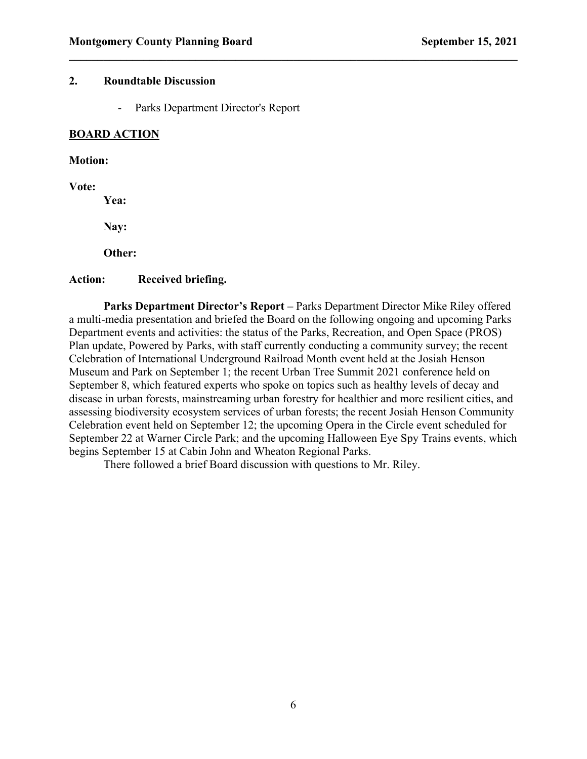## 2. Roundtable Discussion

- Parks Department Director's Report

**BOARD ACTION**

**Motion:**

**Vote:**

**Yea:**

**Nay:**

**Other:**

**Action:** **Received briefing.**

**Parks Department Director's Report –** Parks Department Director Mike Riley offered a multi-media presentation and briefed the Board on the following ongoing and upcoming Parks Department events and activities: the status of the Parks, Recreation, and Open Space (PROS) Plan update, Powered by Parks, with staff currently conducting a community survey; the recent Celebration of International Underground Railroad Month event held at the Josiah Henson Museum and Park on September 1; the recent Urban Tree Summit 2021 conference held on September 8, which featured experts who spoke on topics such as healthy levels of decay and disease in urban forests, mainstreaming urban forestry for healthier and more resilient cities, and assessing biodiversity ecosystem services of urban forests; the recent Josiah Henson Community Celebration event held on September 12; the upcoming Opera in the Circle event scheduled for September 22 at Warner Circle Park; and the upcoming Halloween Eye Spy Trains events, which begins September 15 at Cabin John and Wheaton Regional Parks.

There followed a brief Board discussion with questions to Mr. Riley.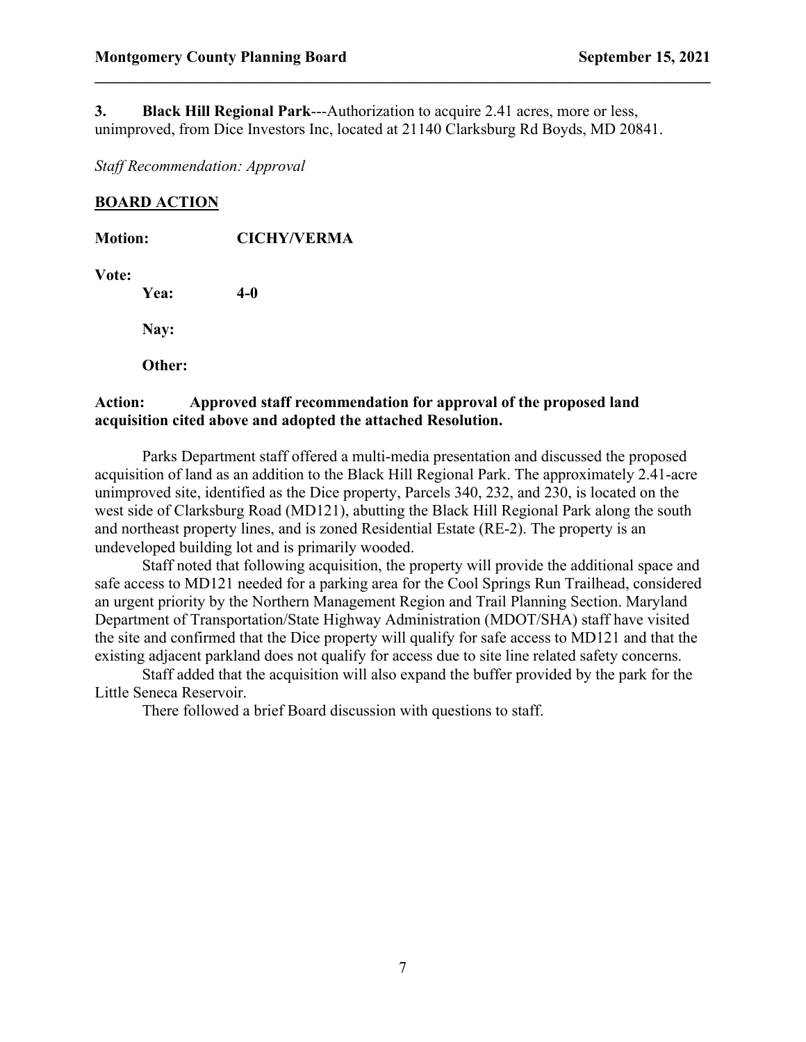**3. Black Hill Regional Park**---Authorization to acquire 2.41 acres, more or less, unimproved, from Dice Investors Inc, located at 21140 Clarksburg Rd Boyds, MD 20841.

*Staff Recommendation: Approval*

**BOARD ACTION**

**Motion:** **CICHY/VERMA**

**Vote:**

**Yea:** **4-0**

**Nay:**

**Other:**

**Action: Approved staff recommendation for approval of the proposed land acquisition cited above and adopted the attached Resolution.**

Parks Department staff offered a multi-media presentation and discussed the proposed acquisition of land as an addition to the Black Hill Regional Park. The approximately 2.41-acre unimproved site, identified as the Dice property, Parcels 340, 232, and 230, is located on the west side of Clarksburg Road (MD121), abutting the Black Hill Regional Park along the south and northeast property lines, and is zoned Residential Estate (RE-2). The property is an undeveloped building lot and is primarily wooded.

Staff noted that following acquisition, the property will provide the additional space and safe access to MD121 needed for a parking area for the Cool Springs Run Trailhead, considered an urgent priority by the Northern Management Region and Trail Planning Section. Maryland Department of Transportation/State Highway Administration (MDOT/SHA) staff have visited the site and confirmed that the Dice property will qualify for safe access to MD121 and that the existing adjacent parkland does not qualify for access due to site line related safety concerns.

Staff added that the acquisition will also expand the buffer provided by the park for the Little Seneca Reservoir.

There followed a brief Board discussion with questions to staff.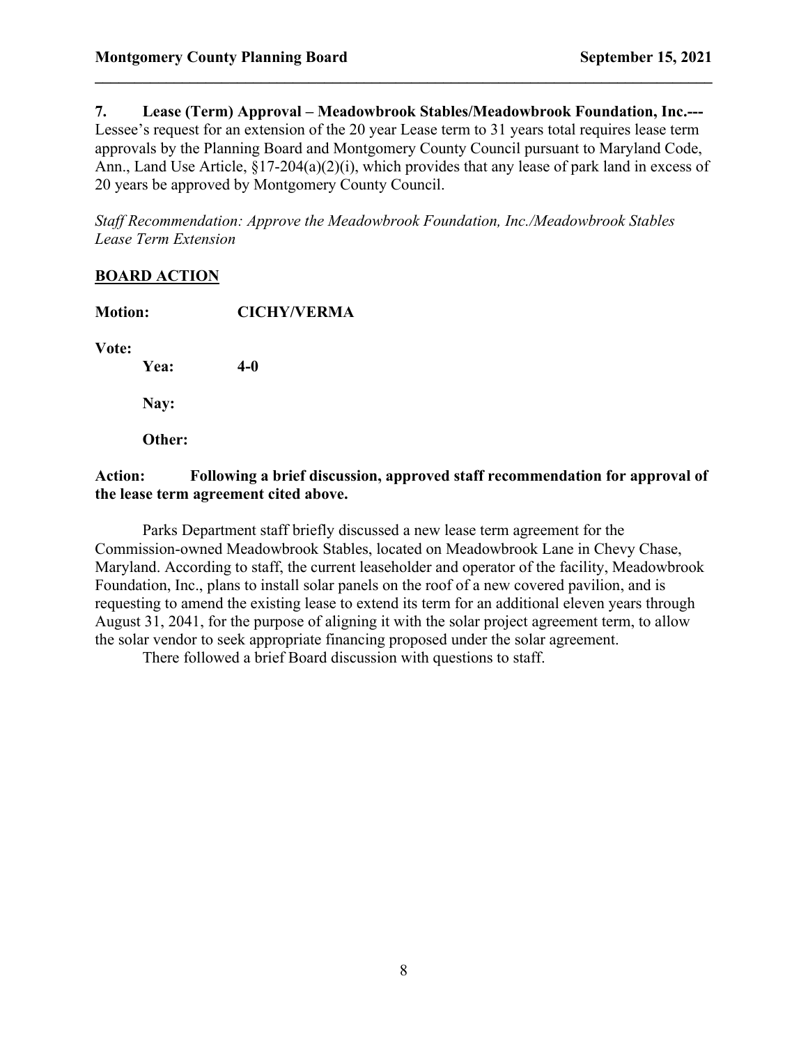**7. Lease (Term) Approval – Meadowbrook Stables/Meadowbrook Foundation, Inc.---** Lessee's request for an extension of the 20 year Lease term to 31 years total requires lease term approvals by the Planning Board and Montgomery County Council pursuant to Maryland Code, Ann., Land Use Article, §17-204(a)(2)(i), which provides that any lease of park land in excess of 20 years be approved by Montgomery County Council.

*Staff Recommendation: Approve the Meadowbrook Foundation, Inc./Meadowbrook Stables Lease Term Extension*

**BOARD ACTION**

**Motion:** **CICHY/VERMA**

**Vote:**

**Yea:** **4-0**

**Nay:**

**Other:**

**Action: Following a brief discussion, approved staff recommendation for approval of the lease term agreement cited above.**

Parks Department staff briefly discussed a new lease term agreement for the Commission-owned Meadowbrook Stables, located on Meadowbrook Lane in Chevy Chase, Maryland. According to staff, the current leaseholder and operator of the facility, Meadowbrook Foundation, Inc., plans to install solar panels on the roof of a new covered pavilion, and is requesting to amend the existing lease to extend its term for an additional eleven years through August 31, 2041, for the purpose of aligning it with the solar project agreement term, to allow the solar vendor to seek appropriate financing proposed under the solar agreement.

There followed a brief Board discussion with questions to staff.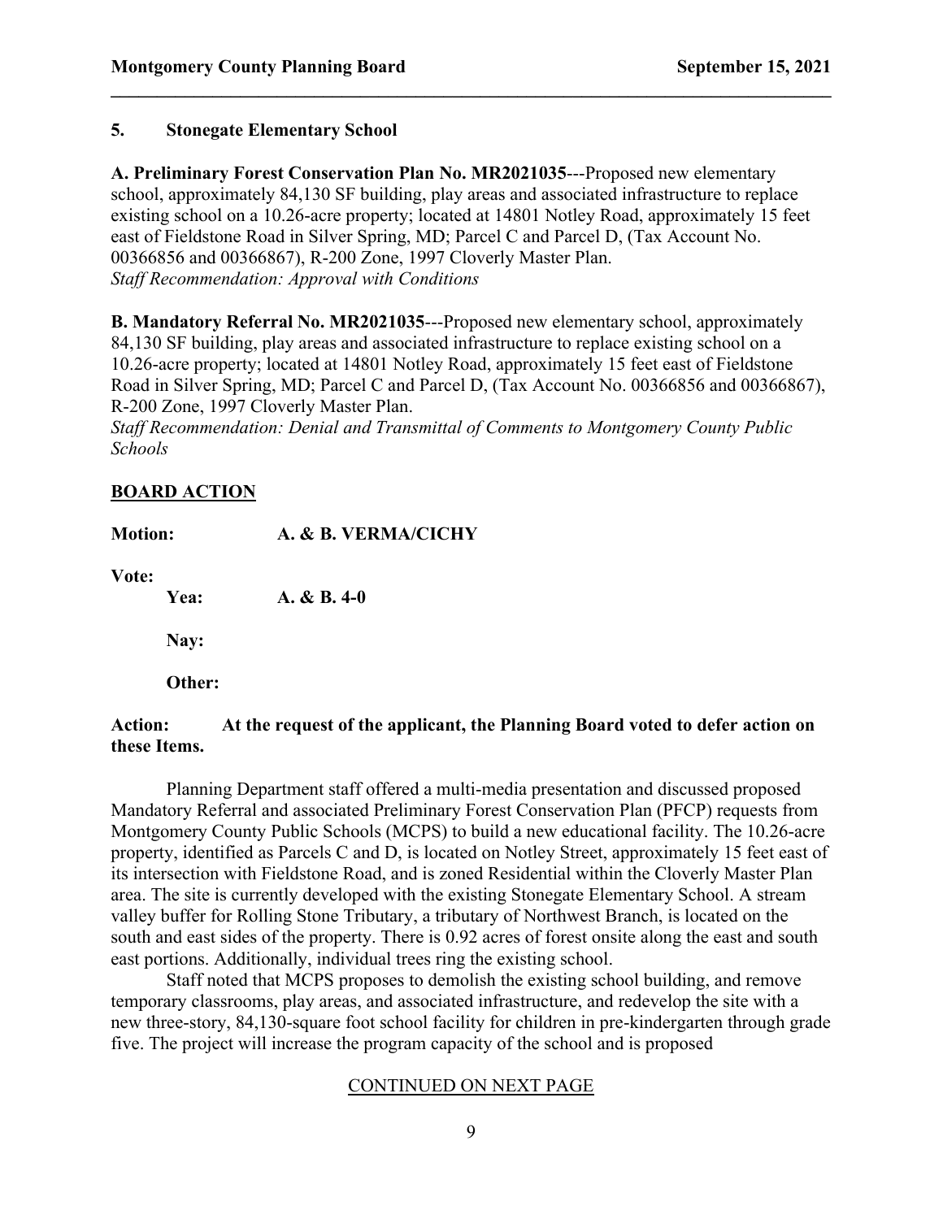## 5. Stonegate Elementary School

**A. Preliminary Forest Conservation Plan No. MR2021035**---Proposed new elementary school, approximately 84,130 SF building, play areas and associated infrastructure to replace existing school on a 10.26-acre property; located at 14801 Notley Road, approximately 15 feet east of Fieldstone Road in Silver Spring, MD; Parcel C and Parcel D, (Tax Account No. 00366856 and 00366867), R-200 Zone, 1997 Cloverly Master Plan.
*Staff Recommendation: Approval with Conditions*

**B. Mandatory Referral No. MR2021035**---Proposed new elementary school, approximately 84,130 SF building, play areas and associated infrastructure to replace existing school on a 10.26-acre property; located at 14801 Notley Road, approximately 15 feet east of Fieldstone Road in Silver Spring, MD; Parcel C and Parcel D, (Tax Account No. 00366856 and 00366867), R-200 Zone, 1997 Cloverly Master Plan.
*Staff Recommendation: Denial and Transmittal of Comments to Montgomery County Public Schools*

**<u>BOARD ACTION</u>**

**Motion:** **A. & B. VERMA/CICHY**

**Vote:**

**Yea:** **A. & B. 4-0**

**Nay:**

**Other:**

**Action: At the request of the applicant, the Planning Board voted to defer action on these Items.**

Planning Department staff offered a multi-media presentation and discussed proposed Mandatory Referral and associated Preliminary Forest Conservation Plan (PFCP) requests from Montgomery County Public Schools (MCPS) to build a new educational facility. The 10.26-acre property, identified as Parcels C and D, is located on Notley Street, approximately 15 feet east of its intersection with Fieldstone Road, and is zoned Residential within the Cloverly Master Plan area. The site is currently developed with the existing Stonegate Elementary School. A stream valley buffer for Rolling Stone Tributary, a tributary of Northwest Branch, is located on the south and east sides of the property. There is 0.92 acres of forest onsite along the east and south east portions. Additionally, individual trees ring the existing school.

Staff noted that MCPS proposes to demolish the existing school building, and remove temporary classrooms, play areas, and associated infrastructure, and redevelop the site with a new three-story, 84,130-square foot school facility for children in pre-kindergarten through grade five. The project will increase the program capacity of the school and is proposed

<u>CONTINUED ON NEXT PAGE</u>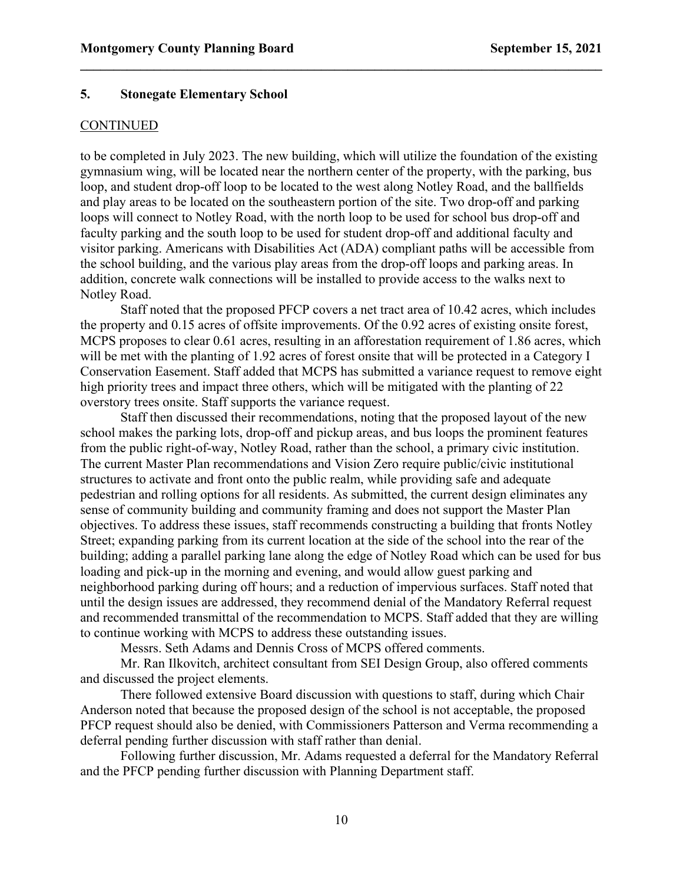### 5. Stonegate Elementary School

CONTINUED

to be completed in July 2023. The new building, which will utilize the foundation of the existing gymnasium wing, will be located near the northern center of the property, with the parking, bus loop, and student drop-off loop to be located to the west along Notley Road, and the ballfields and play areas to be located on the southeastern portion of the site. Two drop-off and parking loops will connect to Notley Road, with the north loop to be used for school bus drop-off and faculty parking and the south loop to be used for student drop-off and additional faculty and visitor parking. Americans with Disabilities Act (ADA) compliant paths will be accessible from the school building, and the various play areas from the drop-off loops and parking areas. In addition, concrete walk connections will be installed to provide access to the walks next to Notley Road.

Staff noted that the proposed PFCP covers a net tract area of 10.42 acres, which includes the property and 0.15 acres of offsite improvements. Of the 0.92 acres of existing onsite forest, MCPS proposes to clear 0.61 acres, resulting in an afforestation requirement of 1.86 acres, which will be met with the planting of 1.92 acres of forest onsite that will be protected in a Category I Conservation Easement. Staff added that MCPS has submitted a variance request to remove eight high priority trees and impact three others, which will be mitigated with the planting of 22 overstory trees onsite. Staff supports the variance request.

Staff then discussed their recommendations, noting that the proposed layout of the new school makes the parking lots, drop-off and pickup areas, and bus loops the prominent features from the public right-of-way, Notley Road, rather than the school, a primary civic institution. The current Master Plan recommendations and Vision Zero require public/civic institutional structures to activate and front onto the public realm, while providing safe and adequate pedestrian and rolling options for all residents. As submitted, the current design eliminates any sense of community building and community framing and does not support the Master Plan objectives. To address these issues, staff recommends constructing a building that fronts Notley Street; expanding parking from its current location at the side of the school into the rear of the building; adding a parallel parking lane along the edge of Notley Road which can be used for bus loading and pick-up in the morning and evening, and would allow guest parking and neighborhood parking during off hours; and a reduction of impervious surfaces. Staff noted that until the design issues are addressed, they recommend denial of the Mandatory Referral request and recommended transmittal of the recommendation to MCPS. Staff added that they are willing to continue working with MCPS to address these outstanding issues.

Messrs. Seth Adams and Dennis Cross of MCPS offered comments.

Mr. Ran Ilkovitch, architect consultant from SEI Design Group, also offered comments and discussed the project elements.

There followed extensive Board discussion with questions to staff, during which Chair Anderson noted that because the proposed design of the school is not acceptable, the proposed PFCP request should also be denied, with Commissioners Patterson and Verma recommending a deferral pending further discussion with staff rather than denial.

Following further discussion, Mr. Adams requested a deferral for the Mandatory Referral and the PFCP pending further discussion with Planning Department staff.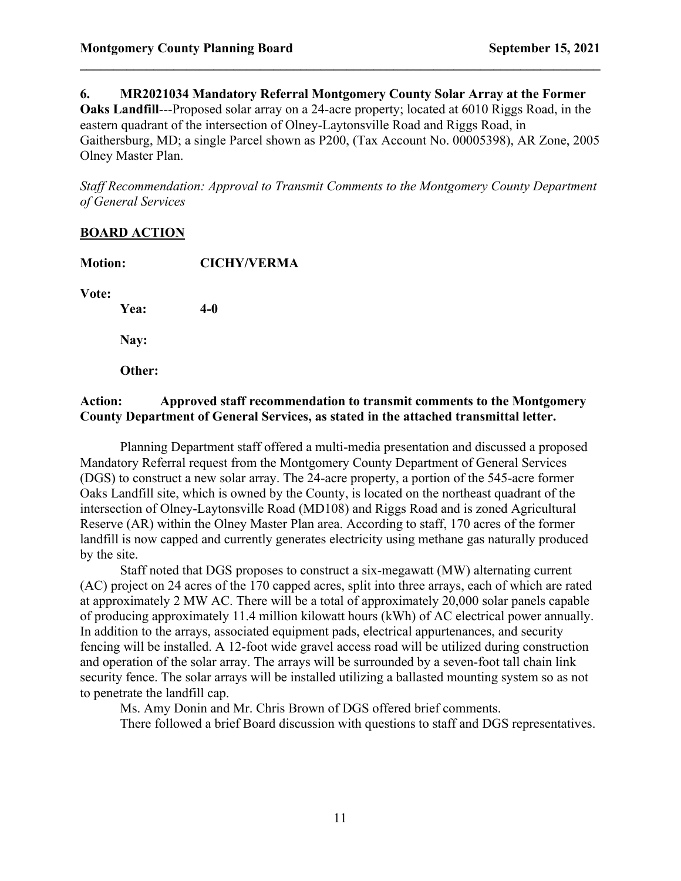**6. MR2021034 Mandatory Referral Montgomery County Solar Array at the Former Oaks Landfill**---Proposed solar array on a 24-acre property; located at 6010 Riggs Road, in the eastern quadrant of the intersection of Olney-Laytonsville Road and Riggs Road, in Gaithersburg, MD; a single Parcel shown as P200, (Tax Account No. 00005398), AR Zone, 2005 Olney Master Plan.

*Staff Recommendation: Approval to Transmit Comments to the Montgomery County Department of General Services*

**BOARD ACTION**

**Motion:** **CICHY/VERMA**

**Vote:**

**Yea:** **4-0**

**Nay:**

**Other:**

**Action: Approved staff recommendation to transmit comments to the Montgomery County Department of General Services, as stated in the attached transmittal letter.**

Planning Department staff offered a multi-media presentation and discussed a proposed Mandatory Referral request from the Montgomery County Department of General Services (DGS) to construct a new solar array. The 24-acre property, a portion of the 545-acre former Oaks Landfill site, which is owned by the County, is located on the northeast quadrant of the intersection of Olney-Laytonsville Road (MD108) and Riggs Road and is zoned Agricultural Reserve (AR) within the Olney Master Plan area. According to staff, 170 acres of the former landfill is now capped and currently generates electricity using methane gas naturally produced by the site.

Staff noted that DGS proposes to construct a six-megawatt (MW) alternating current (AC) project on 24 acres of the 170 capped acres, split into three arrays, each of which are rated at approximately 2 MW AC. There will be a total of approximately 20,000 solar panels capable of producing approximately 11.4 million kilowatt hours (kWh) of AC electrical power annually. In addition to the arrays, associated equipment pads, electrical appurtenances, and security fencing will be installed. A 12-foot wide gravel access road will be utilized during construction and operation of the solar array. The arrays will be surrounded by a seven-foot tall chain link security fence. The solar arrays will be installed utilizing a ballasted mounting system so as not to penetrate the landfill cap.

Ms. Amy Donin and Mr. Chris Brown of DGS offered brief comments.

There followed a brief Board discussion with questions to staff and DGS representatives.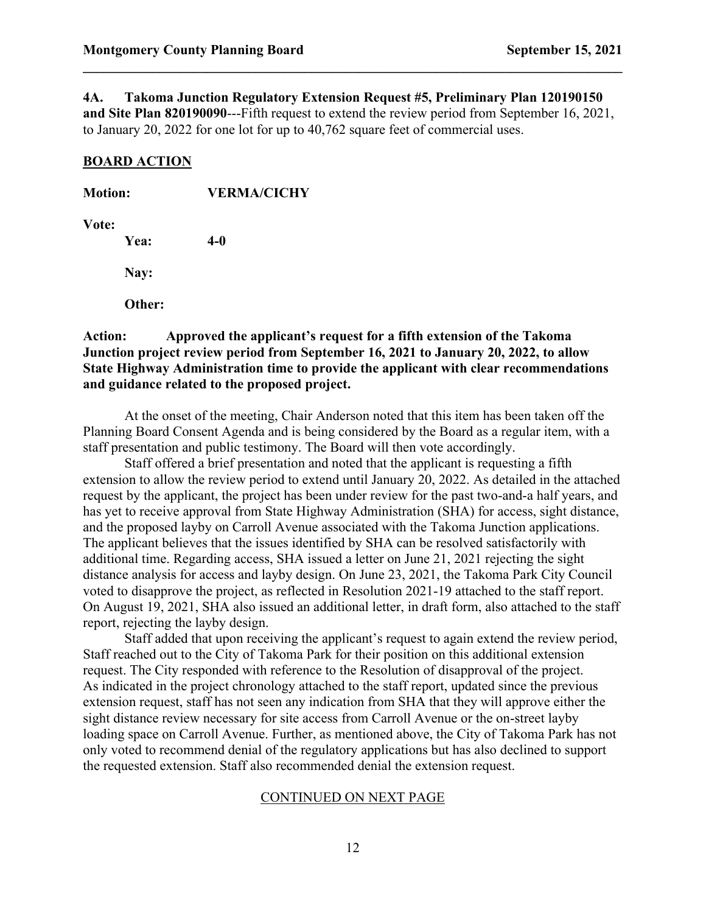**4A. Takoma Junction Regulatory Extension Request #5, Preliminary Plan 120190150 and Site Plan 820190090**---Fifth request to extend the review period from September 16, 2021, to January 20, 2022 for one lot for up to 40,762 square feet of commercial uses.

**BOARD ACTION**

**Motion:** **VERMA/CICHY**

**Vote:**

**Yea:** **4-0**

**Nay:**

**Other:**

**Action: Approved the applicant's request for a fifth extension of the Takoma Junction project review period from September 16, 2021 to January 20, 2022, to allow State Highway Administration time to provide the applicant with clear recommendations and guidance related to the proposed project.**

At the onset of the meeting, Chair Anderson noted that this item has been taken off the Planning Board Consent Agenda and is being considered by the Board as a regular item, with a staff presentation and public testimony. The Board will then vote accordingly.

Staff offered a brief presentation and noted that the applicant is requesting a fifth extension to allow the review period to extend until January 20, 2022. As detailed in the attached request by the applicant, the project has been under review for the past two-and-a half years, and has yet to receive approval from State Highway Administration (SHA) for access, sight distance, and the proposed layby on Carroll Avenue associated with the Takoma Junction applications. The applicant believes that the issues identified by SHA can be resolved satisfactorily with additional time. Regarding access, SHA issued a letter on June 21, 2021 rejecting the sight distance analysis for access and layby design. On June 23, 2021, the Takoma Park City Council voted to disapprove the project, as reflected in Resolution 2021-19 attached to the staff report. On August 19, 2021, SHA also issued an additional letter, in draft form, also attached to the staff report, rejecting the layby design.

Staff added that upon receiving the applicant's request to again extend the review period, Staff reached out to the City of Takoma Park for their position on this additional extension request. The City responded with reference to the Resolution of disapproval of the project. As indicated in the project chronology attached to the staff report, updated since the previous extension request, staff has not seen any indication from SHA that they will approve either the sight distance review necessary for site access from Carroll Avenue or the on-street layby loading space on Carroll Avenue. Further, as mentioned above, the City of Takoma Park has not only voted to recommend denial of the regulatory applications but has also declined to support the requested extension. Staff also recommended denial the extension request.

CONTINUED ON NEXT PAGE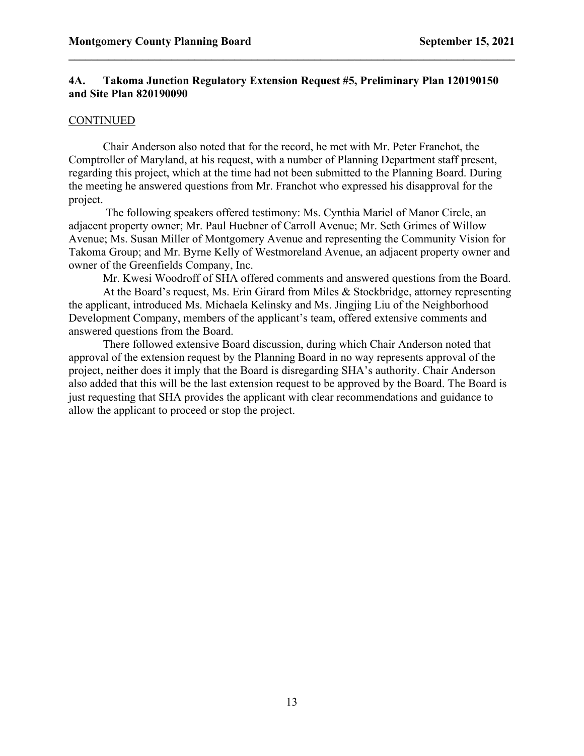**4A. Takoma Junction Regulatory Extension Request #5, Preliminary Plan 120190150 and Site Plan 820190090**

CONTINUED

Chair Anderson also noted that for the record, he met with Mr. Peter Franchot, the Comptroller of Maryland, at his request, with a number of Planning Department staff present, regarding this project, which at the time had not been submitted to the Planning Board. During the meeting he answered questions from Mr. Franchot who expressed his disapproval for the project.

The following speakers offered testimony: Ms. Cynthia Mariel of Manor Circle, an adjacent property owner; Mr. Paul Huebner of Carroll Avenue; Mr. Seth Grimes of Willow Avenue; Ms. Susan Miller of Montgomery Avenue and representing the Community Vision for Takoma Group; and Mr. Byrne Kelly of Westmoreland Avenue, an adjacent property owner and owner of the Greenfields Company, Inc.

Mr. Kwesi Woodroff of SHA offered comments and answered questions from the Board.

At the Board's request, Ms. Erin Girard from Miles & Stockbridge, attorney representing the applicant, introduced Ms. Michaela Kelinsky and Ms. Jingjing Liu of the Neighborhood Development Company, members of the applicant's team, offered extensive comments and answered questions from the Board.

There followed extensive Board discussion, during which Chair Anderson noted that approval of the extension request by the Planning Board in no way represents approval of the project, neither does it imply that the Board is disregarding SHA's authority. Chair Anderson also added that this will be the last extension request to be approved by the Board. The Board is just requesting that SHA provides the applicant with clear recommendations and guidance to allow the applicant to proceed or stop the project.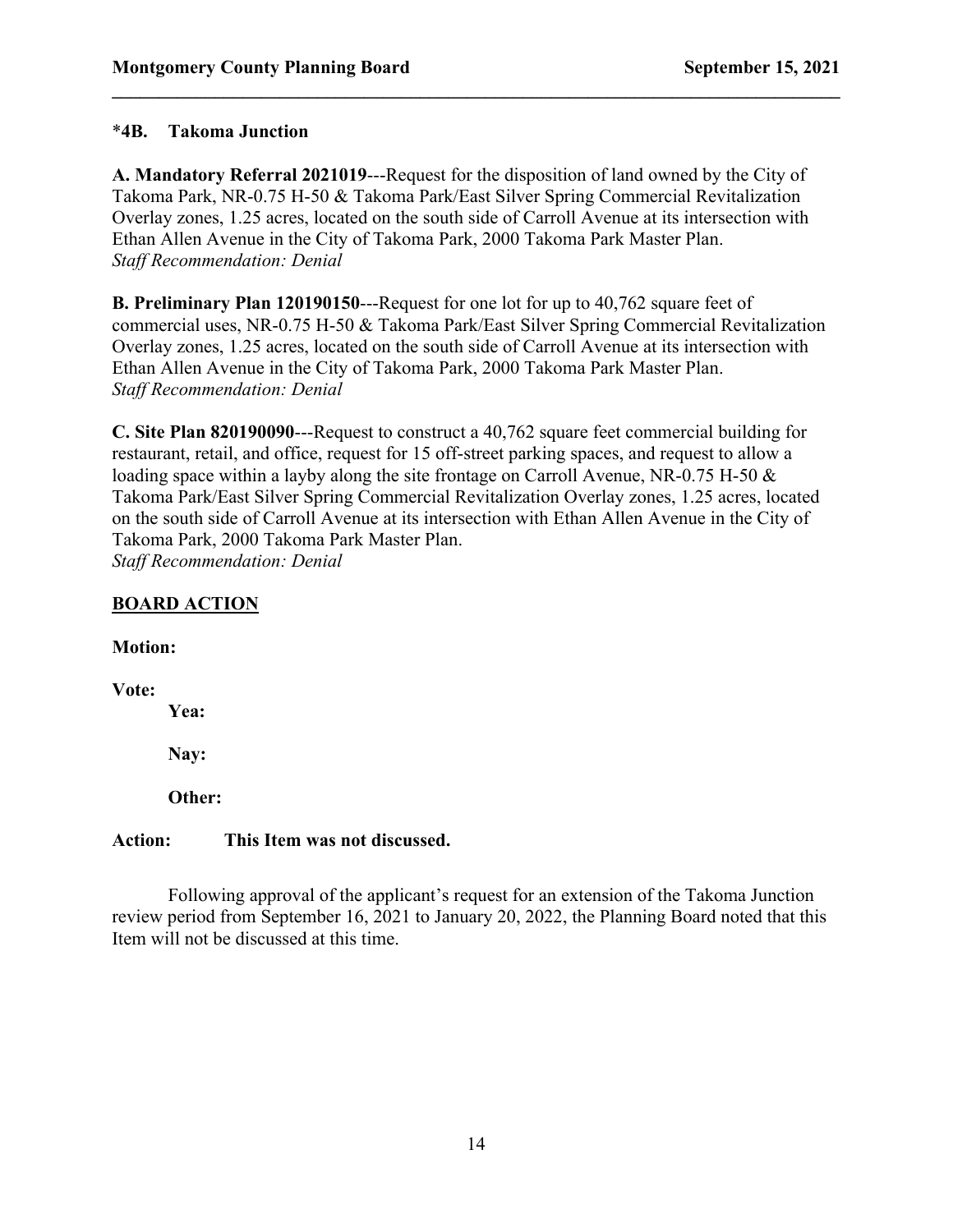## *4B. Takoma Junction

**A. Mandatory Referral 2021019**---Request for the disposition of land owned by the City of Takoma Park, NR-0.75 H-50 & Takoma Park/East Silver Spring Commercial Revitalization Overlay zones, 1.25 acres, located on the south side of Carroll Avenue at its intersection with Ethan Allen Avenue in the City of Takoma Park, 2000 Takoma Park Master Plan.
*Staff Recommendation: Denial*

**B. Preliminary Plan 120190150**---Request for one lot for up to 40,762 square feet of commercial uses, NR-0.75 H-50 & Takoma Park/East Silver Spring Commercial Revitalization Overlay zones, 1.25 acres, located on the south side of Carroll Avenue at its intersection with Ethan Allen Avenue in the City of Takoma Park, 2000 Takoma Park Master Plan.
*Staff Recommendation: Denial*

**C. Site Plan 820190090**---Request to construct a 40,762 square feet commercial building for restaurant, retail, and office, request for 15 off-street parking spaces, and request to allow a loading space within a layby along the site frontage on Carroll Avenue, NR-0.75 H-50 & Takoma Park/East Silver Spring Commercial Revitalization Overlay zones, 1.25 acres, located on the south side of Carroll Avenue at its intersection with Ethan Allen Avenue in the City of Takoma Park, 2000 Takoma Park Master Plan.
*Staff Recommendation: Denial*

**BOARD ACTION**

**Motion:**

**Vote:**

**Yea:**

**Nay:**

**Other:**

**Action: This Item was not discussed.**

Following approval of the applicant's request for an extension of the Takoma Junction review period from September 16, 2021 to January 20, 2022, the Planning Board noted that this Item will not be discussed at this time.